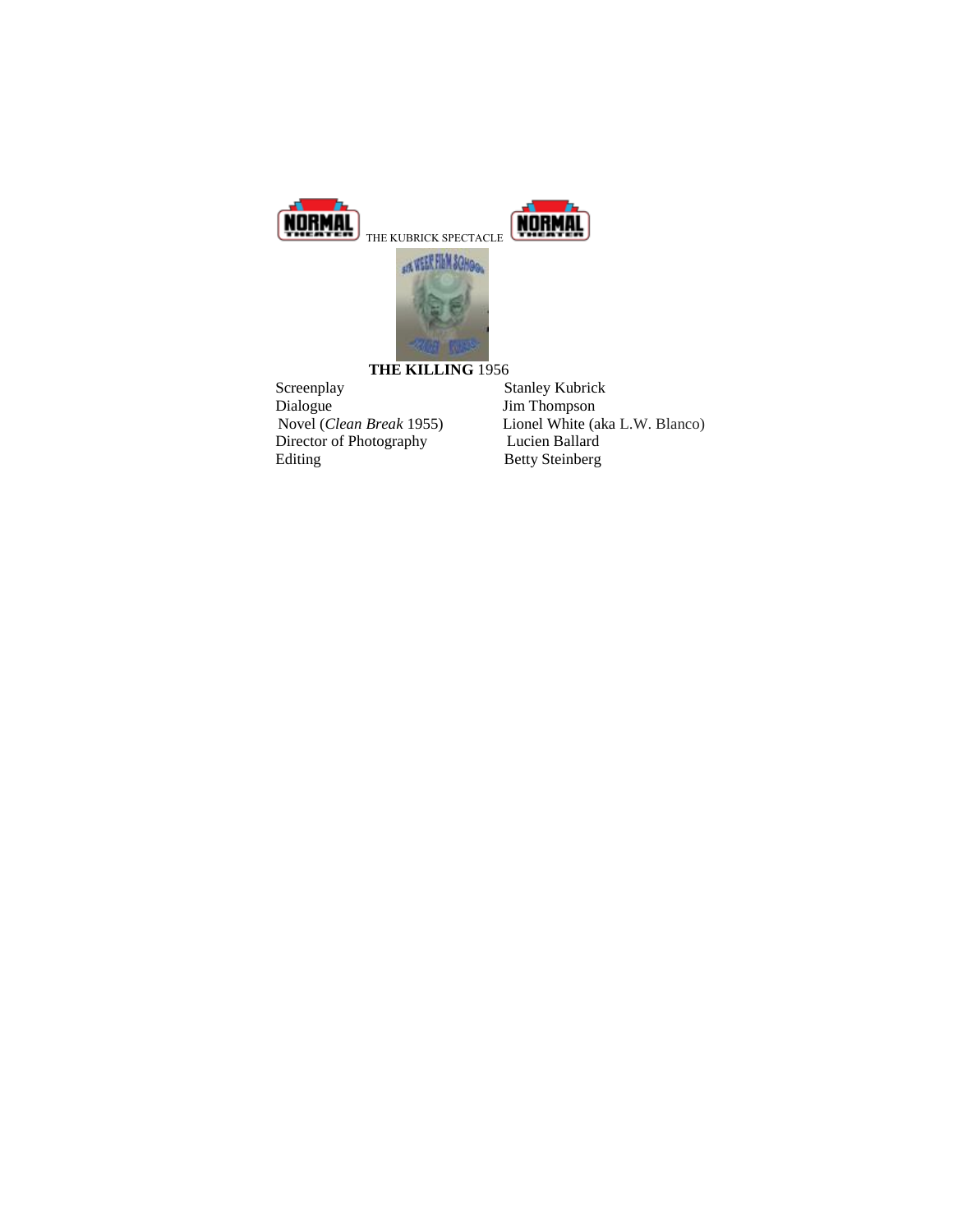THE KUBRICK SPECTACLE

**THE KILLING** 1956

| | |
|---|---|
| Screenplay | Stanley Kubrick |
| Dialogue | Jim Thompson |
| Novel (*Clean Break* 1955) | Lionel White (aka L.W. Blanco) |
| Director of Photography | Lucien Ballard |
| Editing | Betty Steinberg |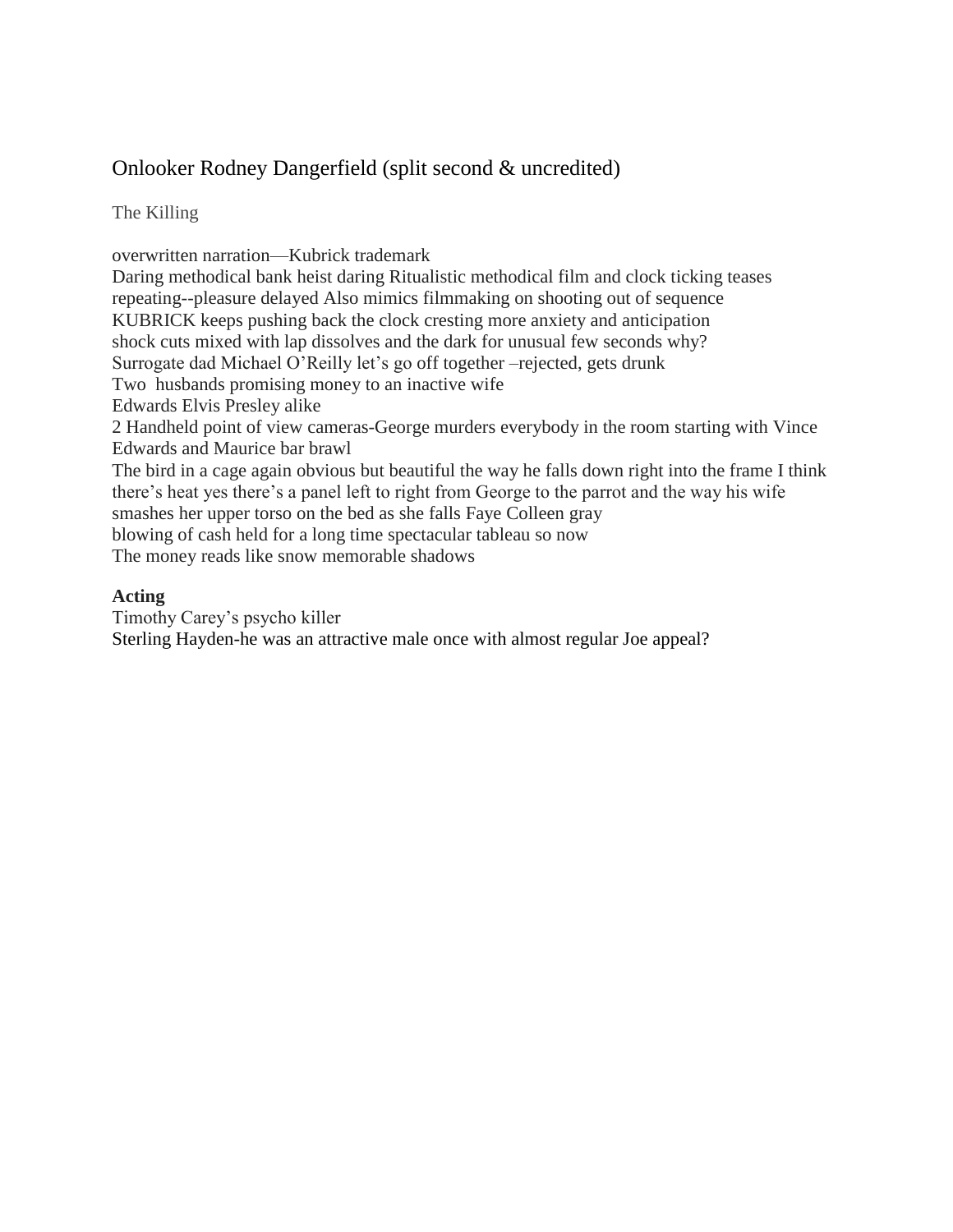Onlooker Rodney Dangerfield (split second & uncredited)

The Killing

overwritten narration—Kubrick trademark
Daring methodical bank heist daring Ritualistic methodical film and clock ticking teases repeating--pleasure delayed Also mimics filmmaking on shooting out of sequence
KUBRICK keeps pushing back the clock cresting more anxiety and anticipation
shock cuts mixed with lap dissolves and the dark for unusual few seconds why?
Surrogate dad Michael O'Reilly let's go off together –rejected, gets drunk
Two husbands promising money to an inactive wife
Edwards Elvis Presley alike
2 Handheld point of view cameras-George murders everybody in the room starting with Vince Edwards and Maurice bar brawl
The bird in a cage again obvious but beautiful the way he falls down right into the frame I think there's heat yes there's a panel left to right from George to the parrot and the way his wife smashes her upper torso on the bed as she falls Faye Colleen gray
blowing of cash held for a long time spectacular tableau so now
The money reads like snow memorable shadows

**Acting**

Timothy Carey's psycho killer
Sterling Hayden-he was an attractive male once with almost regular Joe appeal?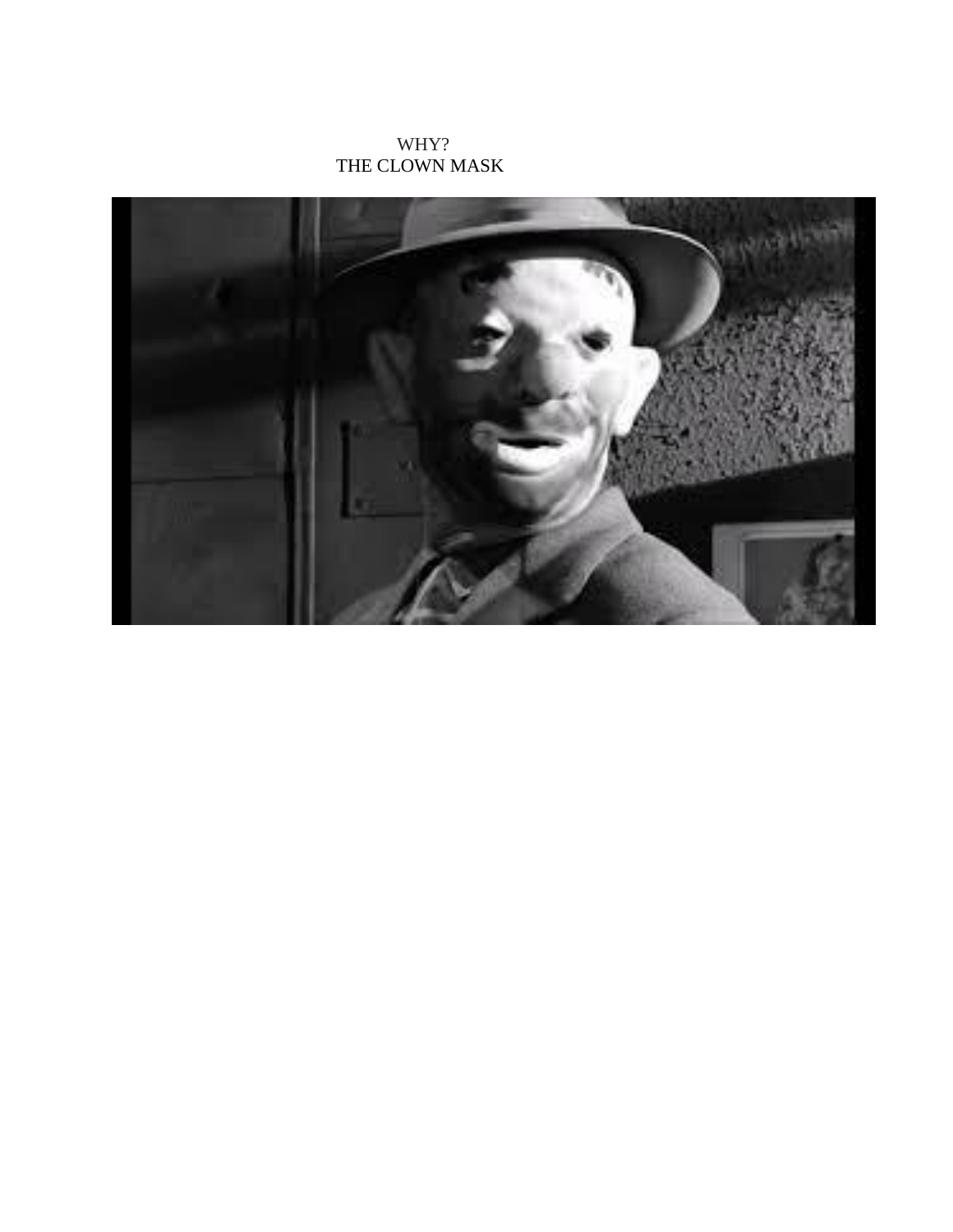WHY?

THE CLOWN MASK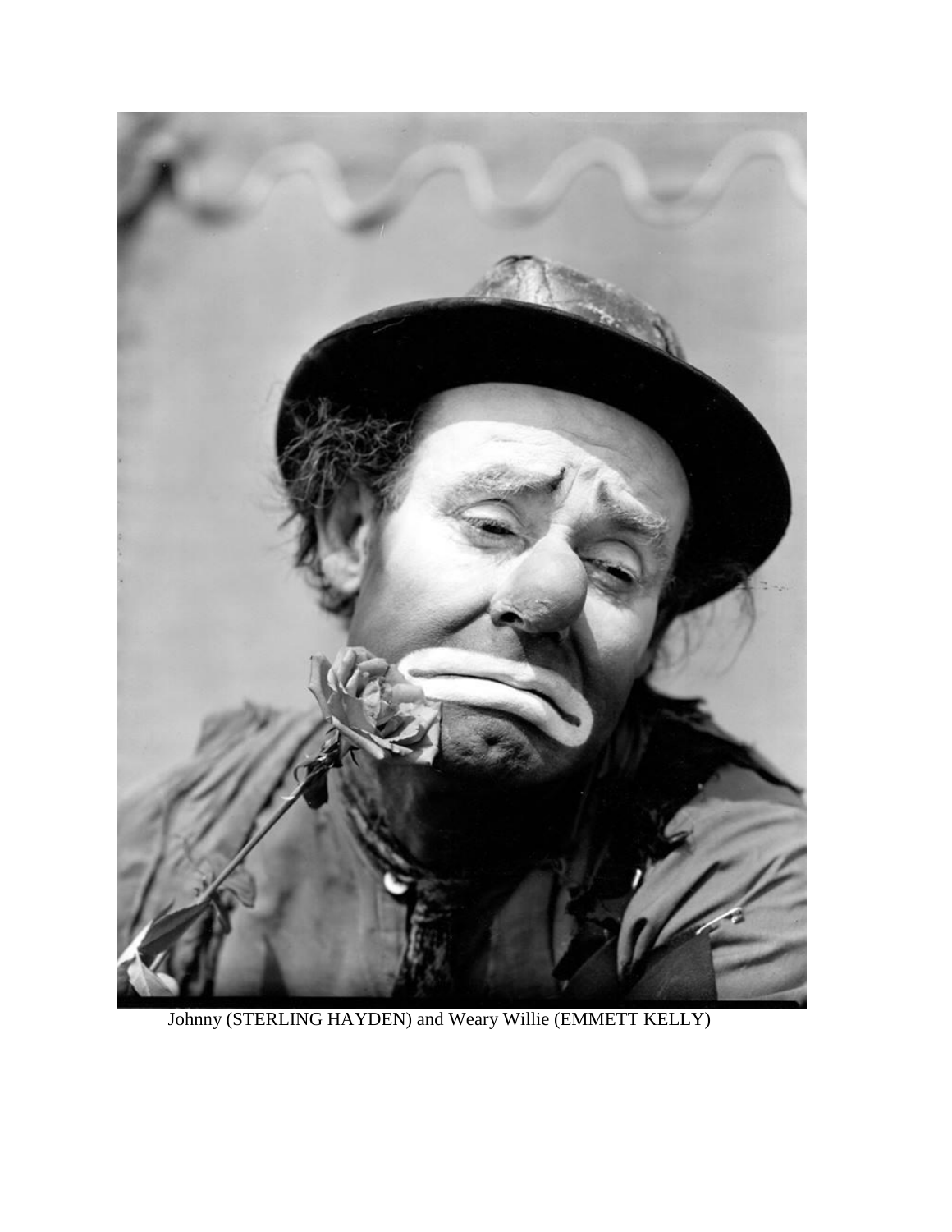Johnny (STERLING HAYDEN) and Weary Willie (EMMETT KELLY)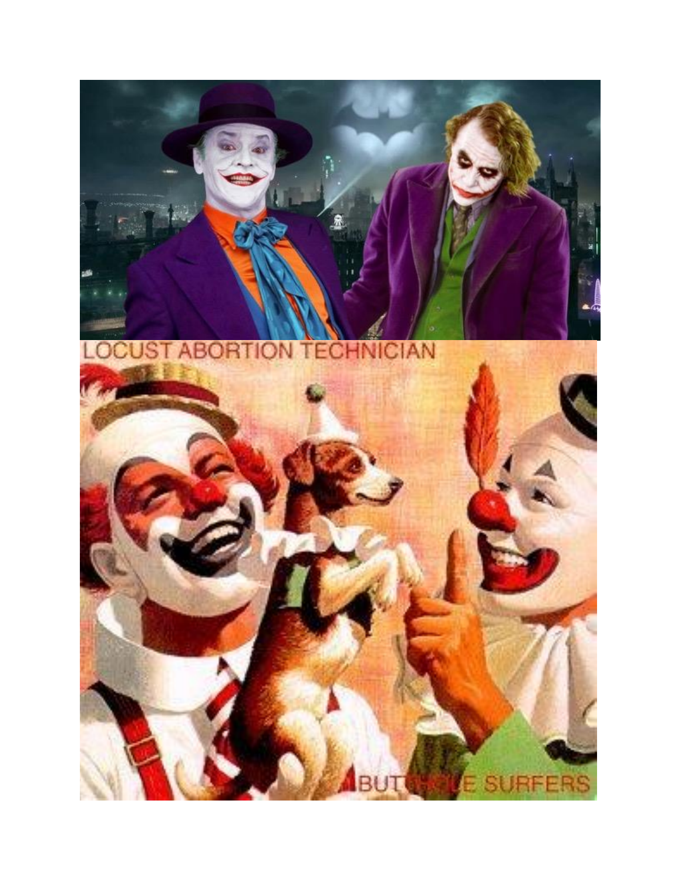LOCUST ABORTION TECHNICIAN

BUTTHOLE SURFERS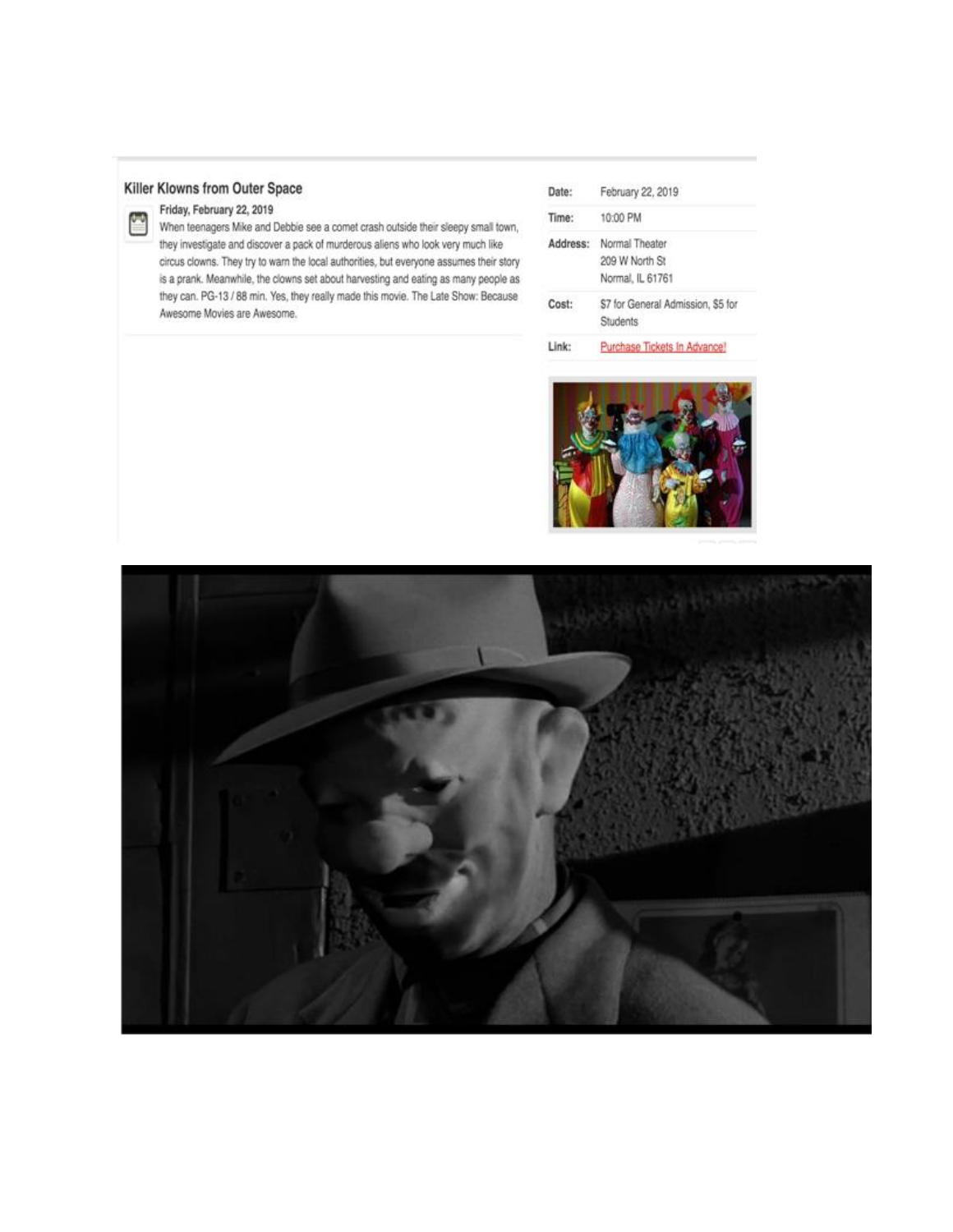## Killer Klowns from Outer Space

**Friday, February 22, 2019**

When teenagers Mike and Debbie see a comet crash outside their sleepy small town, they investigate and discover a pack of murderous aliens who look very much like circus clowns. They try to warn the local authorities, but everyone assumes their story is a prank. Meanwhile, the clowns set about harvesting and eating as many people as they can. PG-13 / 88 min. Yes, they really made this movie. The Late Show: Because Awesome Movies are Awesome.

| | |
|---|---|
| Date: | February 22, 2019 |
| Time: | 10:00 PM |
| Address: | Normal Theater 209 W North St Normal, IL 61761 |
| Cost: | $7 for General Admission, $5 for Students |
| Link: | Purchase Tickets In Advance! |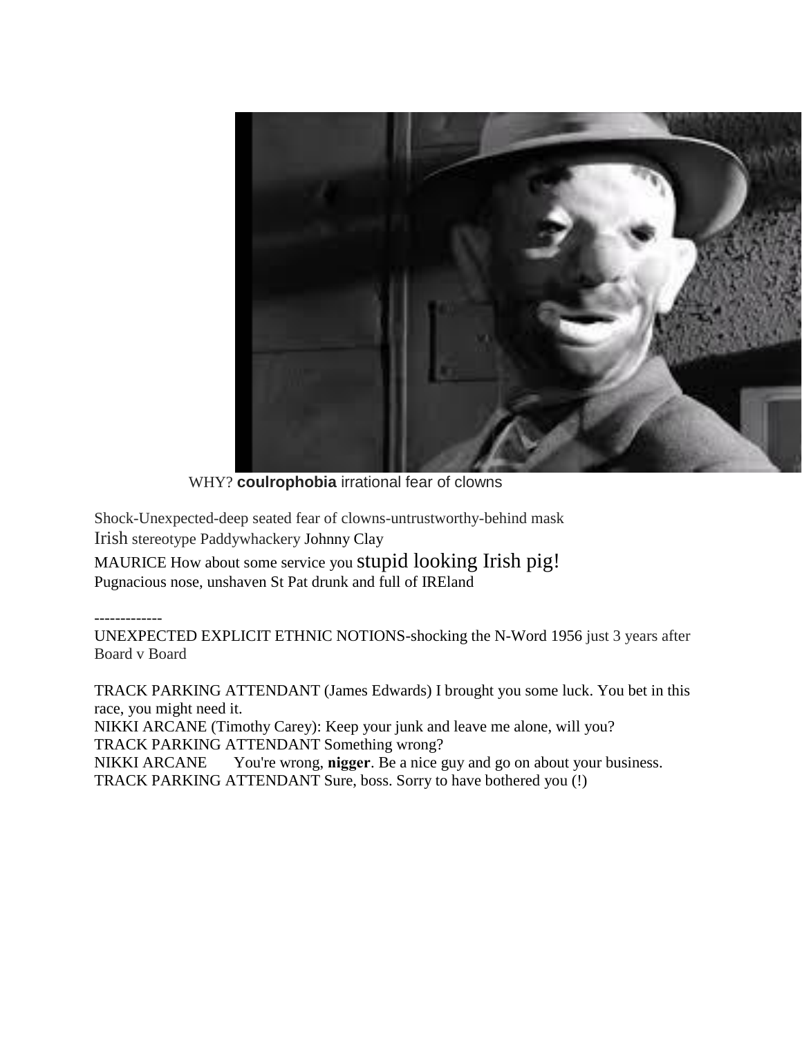WHY? **coulrophobia** irrational fear of clowns

Shock-Unexpected-deep seated fear of clowns-untrustworthy-behind mask

Irish stereotype Paddywhackery Johnny Clay

MAURICE How about some service you stupid looking Irish pig!

Pugnacious nose, unshaven St Pat drunk and full of IREland

-------------

UNEXPECTED EXPLICIT ETHNIC NOTIONS-shocking the N-Word 1956 just 3 years after Board v Board

TRACK PARKING ATTENDANT (James Edwards) I brought you some luck. You bet in this race, you might need it.

NIKKI ARCANE (Timothy Carey): Keep your junk and leave me alone, will you?

TRACK PARKING ATTENDANT Something wrong?

NIKKI ARCANE You're wrong, **nigger**. Be a nice guy and go on about your business.

TRACK PARKING ATTENDANT Sure, boss. Sorry to have bothered you (!)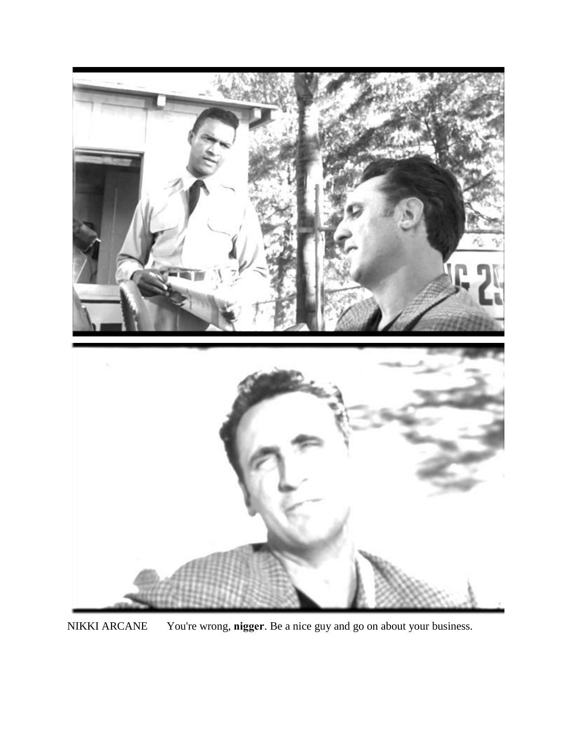NIKKI ARCANE You're wrong, **nigger**. Be a nice guy and go on about your business.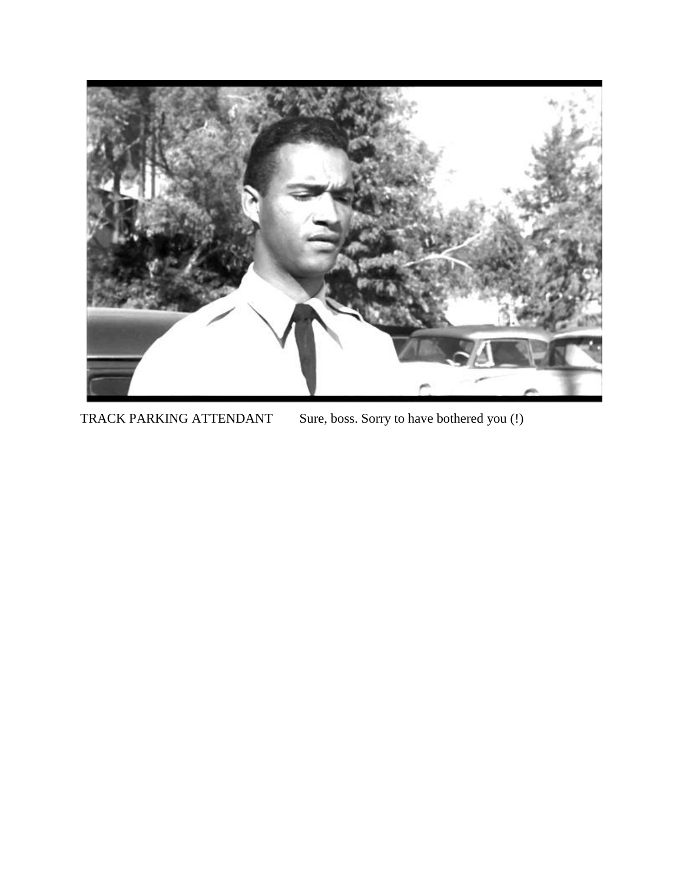TRACK PARKING ATTENDANT Sure, boss. Sorry to have bothered you (!)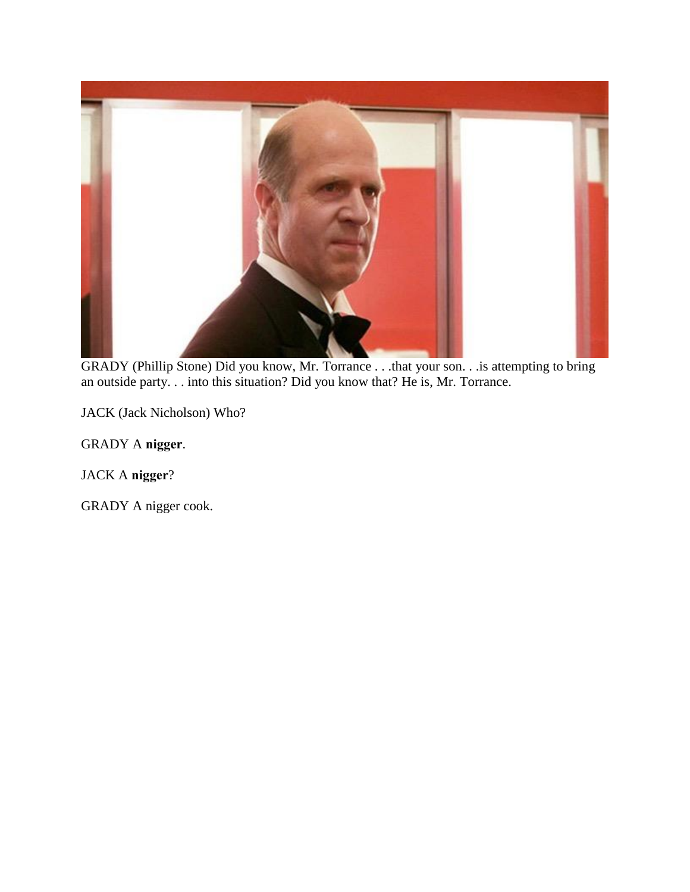GRADY (Phillip Stone) Did you know, Mr. Torrance . . .that your son. . .is attempting to bring an outside party. . . into this situation? Did you know that? He is, Mr. Torrance.

JACK (Jack Nicholson) Who?

GRADY A **nigger**.

JACK A **nigger**?

GRADY A nigger cook.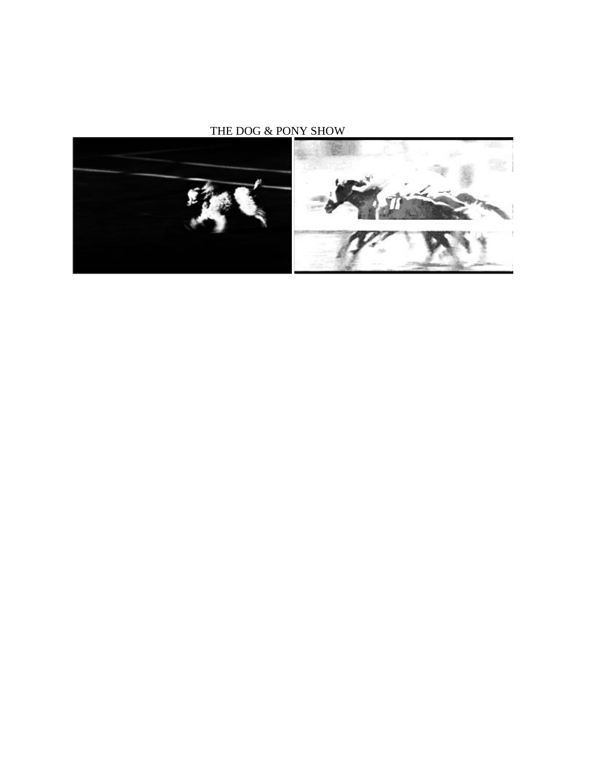THE DOG & PONY SHOW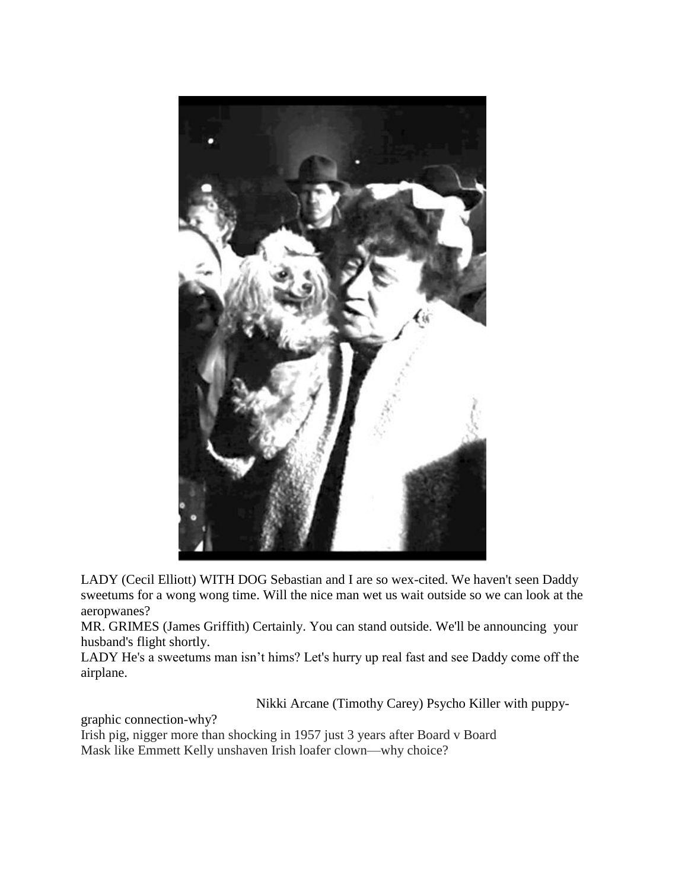LADY (Cecil Elliott) WITH DOG Sebastian and I are so wex-cited. We haven't seen Daddy sweetums for a wong wong time. Will the nice man wet us wait outside so we can look at the aeropwanes?

MR. GRIMES (James Griffith) Certainly. You can stand outside. We'll be announcing your husband's flight shortly.

LADY He's a sweetums man isn't hims? Let's hurry up real fast and see Daddy come off the airplane.

Nikki Arcane (Timothy Carey) Psycho Killer with puppy-graphic connection-why?

Irish pig, nigger more than shocking in 1957 just 3 years after Board v Board

Mask like Emmett Kelly unshaven Irish loafer clown—why choice?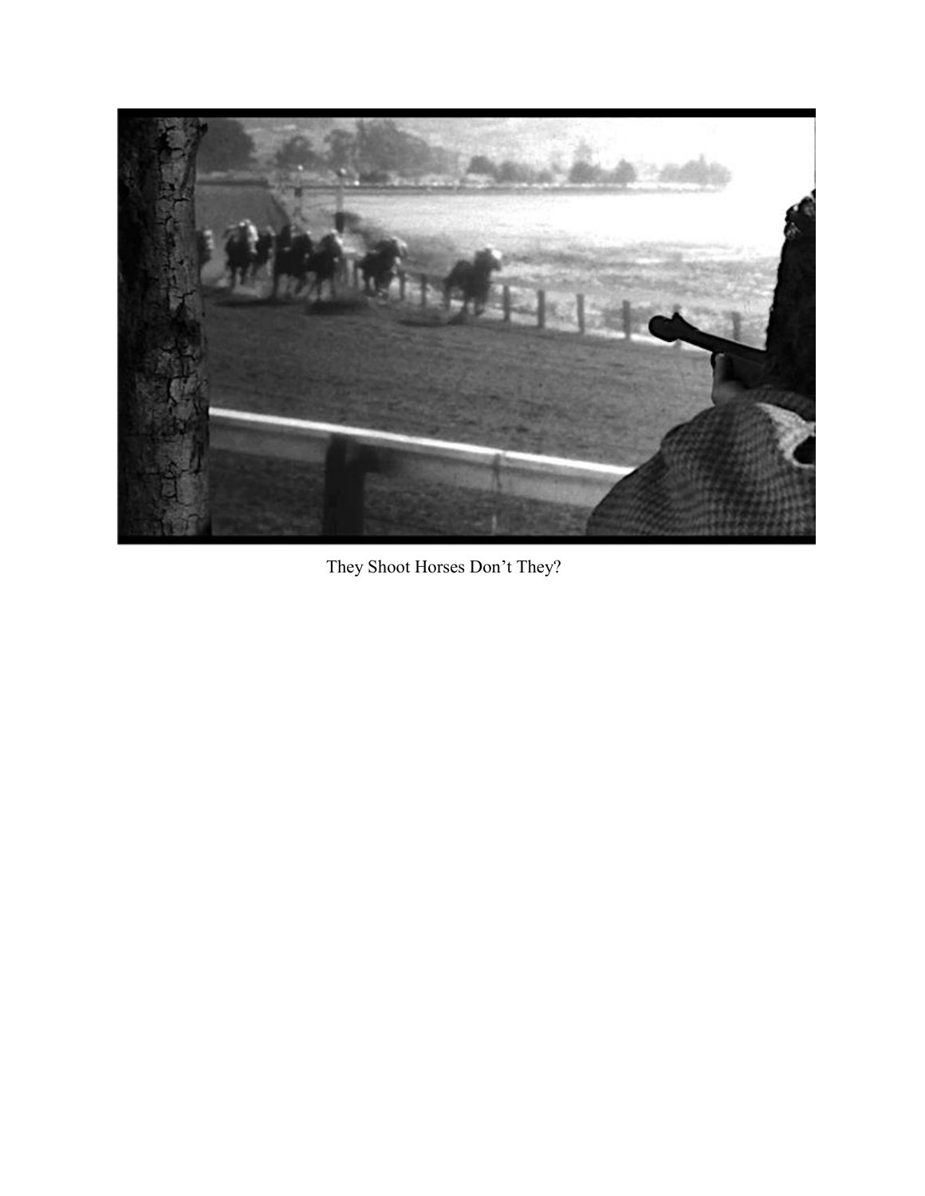They Shoot Horses Don't They?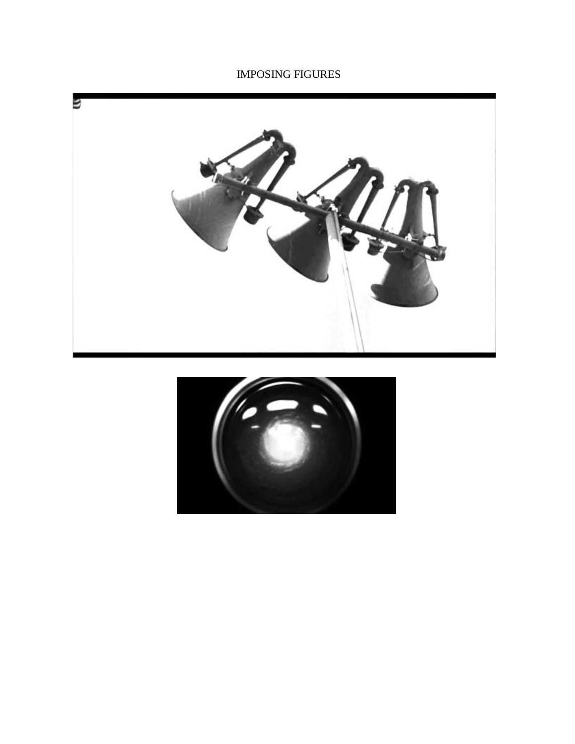IMPOSING FIGURES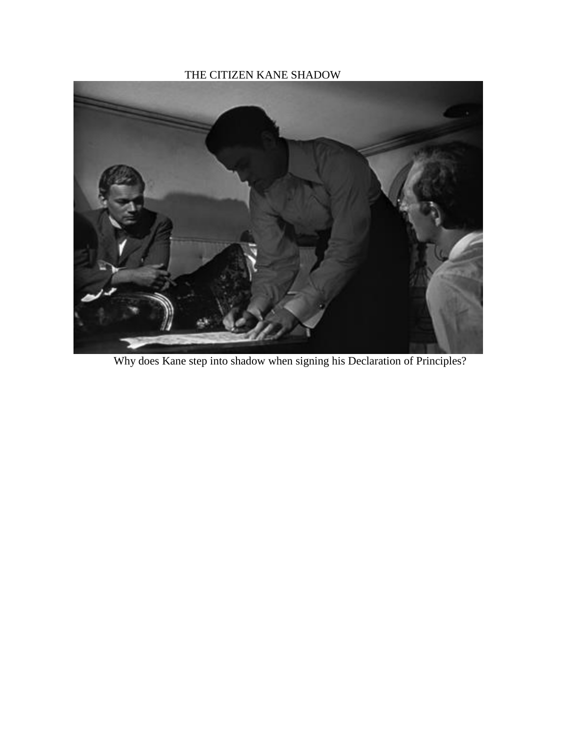THE CITIZEN KANE SHADOW

Why does Kane step into shadow when signing his Declaration of Principles?